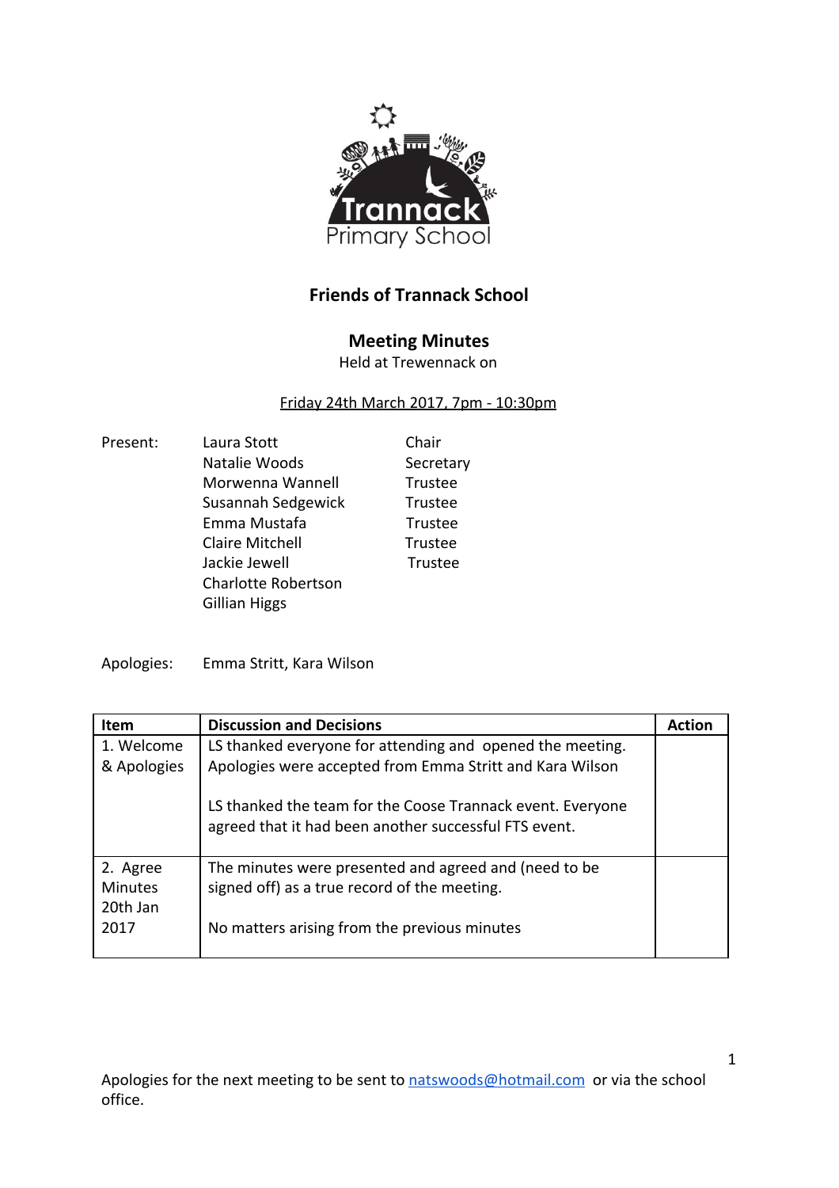# Friends of Trannack School

## Meeting Minutes

Held at Trewennack on

Friday 24th March 2017, 7pm - 10:30pm

| Present: | | |
|---|---|---|
| | Laura Stott | Chair |
| | Natalie Woods | Secretary |
| | Morwenna Wannell | Trustee |
| | Susannah Sedgewick | Trustee |
| | Emma Mustafa | Trustee |
| | Claire Mitchell | Trustee |
| | Jackie Jewell | Trustee |
| | Charlotte Robertson | |
| | Gillian Higgs | |

Apologies: Emma Stritt, Kara Wilson

| Item | Discussion and Decisions | Action |
|---|---|---|
| 1. Welcome & Apologies | LS thanked everyone for attending and opened the meeting. Apologies were accepted from Emma Stritt and Kara Wilson<br><br>LS thanked the team for the Coose Trannack event. Everyone agreed that it had been another successful FTS event. | |
| 2. Agree Minutes 20th Jan 2017 | The minutes were presented and agreed and (need to be signed off) as a true record of the meeting.<br><br>No matters arising from the previous minutes | |

Apologies for the next meeting to be sent to natswoods@hotmail.com or via the school office.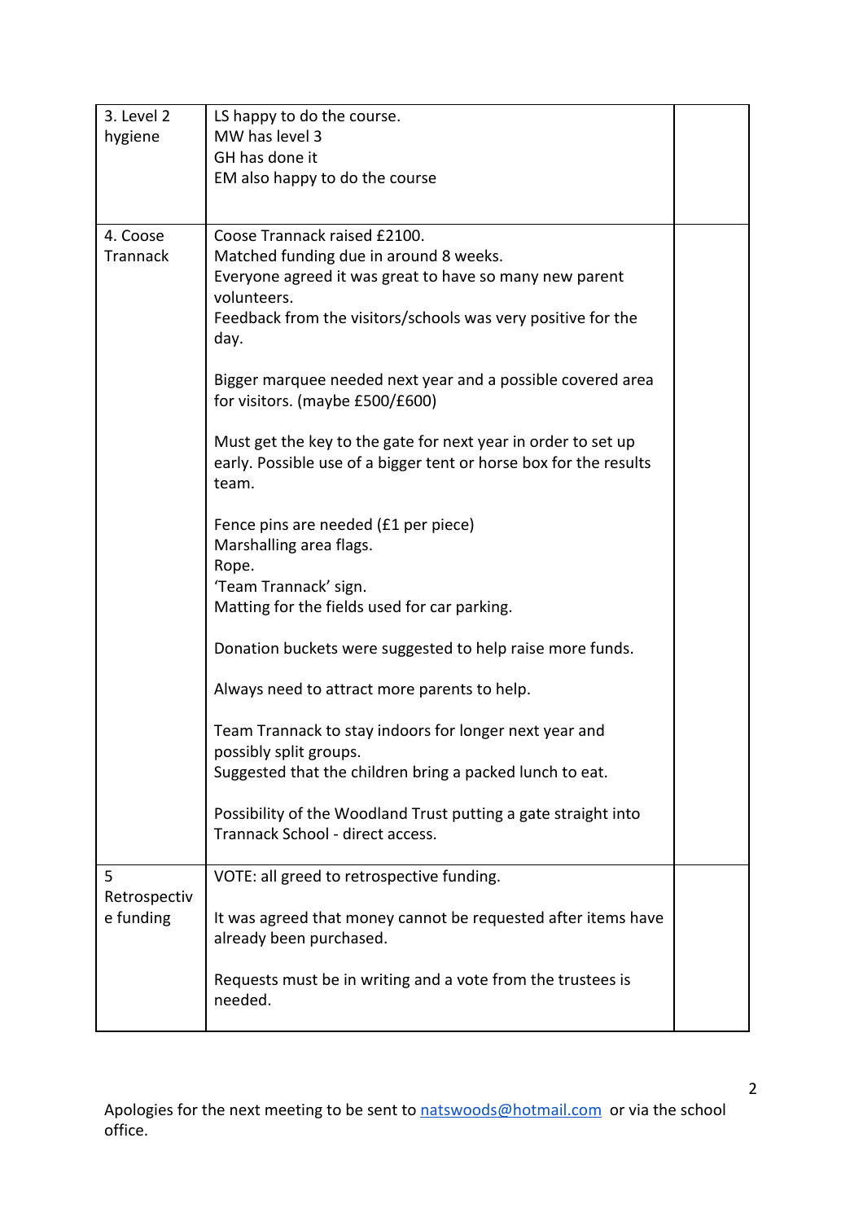| | | |
|---|---|---|
| 3. Level 2 hygiene | LS happy to do the course.<br>MW has level 3<br>GH has done it<br>EM also happy to do the course | |
| 4. Coose Trannack | Coose Trannack raised £2100.<br>Matched funding due in around 8 weeks.<br>Everyone agreed it was great to have so many new parent volunteers.<br>Feedback from the visitors/schools was very positive for the day.<br><br>Bigger marquee needed next year and a possible covered area for visitors. (maybe £500/£600)<br><br>Must get the key to the gate for next year in order to set up early. Possible use of a bigger tent or horse box for the results team.<br><br>Fence pins are needed (£1 per piece)<br>Marshalling area flags.<br>Rope.<br>'Team Trannack' sign.<br>Matting for the fields used for car parking.<br><br>Donation buckets were suggested to help raise more funds.<br><br>Always need to attract more parents to help.<br><br>Team Trannack to stay indoors for longer next year and possibly split groups.<br>Suggested that the children bring a packed lunch to eat.<br><br>Possibility of the Woodland Trust putting a gate straight into Trannack School - direct access. | |
| 5 Retrospective funding | VOTE: all greed to retrospective funding.<br><br>It was agreed that money cannot be requested after items have already been purchased.<br><br>Requests must be in writing and a vote from the trustees is needed. | |

Apologies for the next meeting to be sent to natswoods@hotmail.com or via the school office.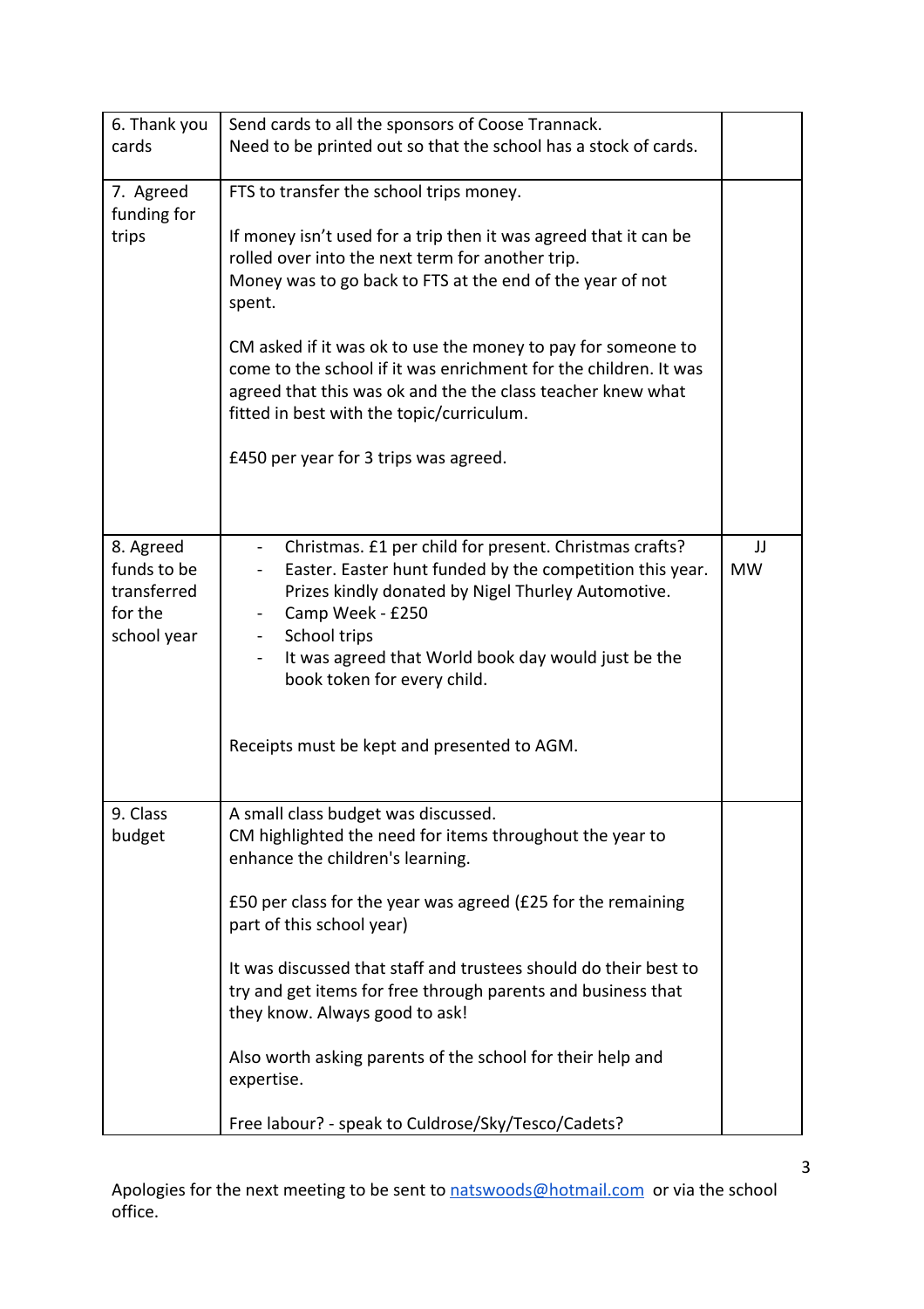| | | |
|---|---|---|
| 6. Thank you cards | Send cards to all the sponsors of Coose Trannack.<br>Need to be printed out so that the school has a stock of cards. | |
| 7. Agreed funding for trips | FTS to transfer the school trips money.<br><br>If money isn't used for a trip then it was agreed that it can be rolled over into the next term for another trip.<br>Money was to go back to FTS at the end of the year of not spent.<br><br>CM asked if it was ok to use the money to pay for someone to come to the school if it was enrichment for the children. It was agreed that this was ok and the the class teacher knew what fitted in best with the topic/curriculum.<br><br>£450 per year for 3 trips was agreed. | |
| 8. Agreed funds to be transferred for the school year | - Christmas. £1 per child for present. Christmas crafts?<br>- Easter. Easter hunt funded by the competition this year. Prizes kindly donated by Nigel Thurley Automotive.<br>- Camp Week - £250<br>- School trips<br>- It was agreed that World book day would just be the book token for every child.<br><br>Receipts must be kept and presented to AGM. | JJ<br>MW |
| 9. Class budget | A small class budget was discussed.<br>CM highlighted the need for items throughout the year to enhance the children's learning.<br><br>£50 per class for the year was agreed (£25 for the remaining part of this school year)<br><br>It was discussed that staff and trustees should do their best to try and get items for free through parents and business that they know. Always good to ask!<br><br>Also worth asking parents of the school for their help and expertise.<br><br>Free labour? - speak to Culdrose/Sky/Tesco/Cadets? | |

Apologies for the next meeting to be sent to [natswoods@hotmail.com](mailto:natswoods@hotmail.com) or via the school office.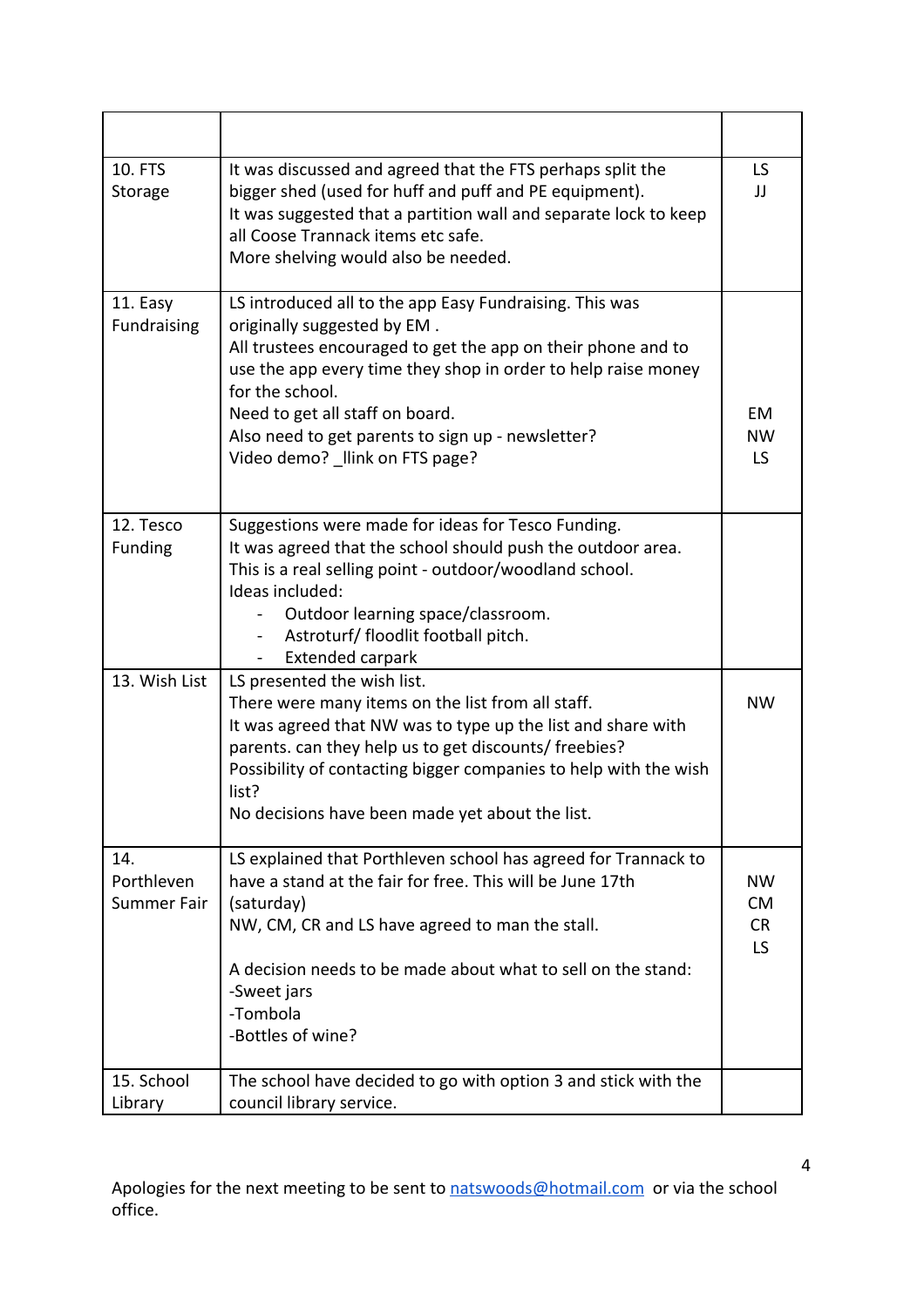| | | |
|---|---|---|
| 10. FTS Storage | It was discussed and agreed that the FTS perhaps split the bigger shed (used for huff and puff and PE equipment).<br>It was suggested that a partition wall and separate lock to keep all Coose Trannack items etc safe.<br>More shelving would also be needed. | LS<br>JJ |
| 11. Easy Fundraising | LS introduced all to the app Easy Fundraising. This was originally suggested by EM .<br>All trustees encouraged to get the app on their phone and to use the app every time they shop in order to help raise money for the school.<br>Need to get all staff on board.<br>Also need to get parents to sign up - newsletter?<br>Video demo? _llink on FTS page? | EM<br>NW<br>LS |
| 12. Tesco Funding | Suggestions were made for ideas for Tesco Funding.<br>It was agreed that the school should push the outdoor area. This is a real selling point - outdoor/woodland school.<br>Ideas included:<br>- Outdoor learning space/classroom.<br>- Astroturf/ floodlit football pitch.<br>- Extended carpark | |
| 13. Wish List | LS presented the wish list.<br>There were many items on the list from all staff.<br>It was agreed that NW was to type up the list and share with parents. can they help us to get discounts/ freebies?<br>Possibility of contacting bigger companies to help with the wish list?<br>No decisions have been made yet about the list. | NW |
| 14. Porthleven Summer Fair | LS explained that Porthleven school has agreed for Trannack to have a stand at the fair for free. This will be June 17th (saturday)<br>NW, CM, CR and LS have agreed to man the stall.<br><br>A decision needs to be made about what to sell on the stand:<br>-Sweet jars<br>-Tombola<br>-Bottles of wine? | NW<br>CM<br>CR<br>LS |
| 15. School Library | The school have decided to go with option 3 and stick with the council library service. | |

Apologies for the next meeting to be sent to natswoods@hotmail.com or via the school office.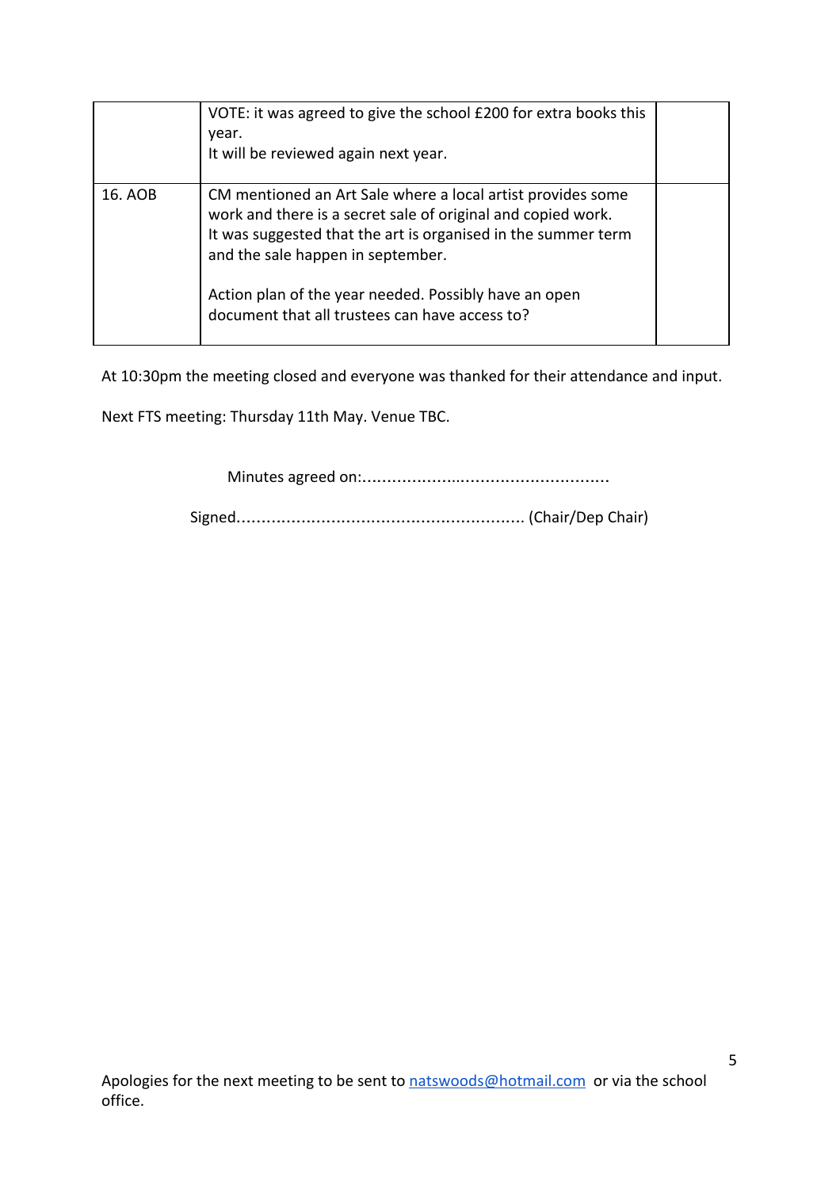| | | |
|---|---|---|
| | VOTE: it was agreed to give the school £200 for extra books this year.<br>It will be reviewed again next year. | |
| 16. AOB | CM mentioned an Art Sale where a local artist provides some work and there is a secret sale of original and copied work.<br>It was suggested that the art is organised in the summer term and the sale happen in september.<br><br>Action plan of the year needed. Possibly have an open document that all trustees can have access to? | |

At 10:30pm the meeting closed and everyone was thanked for their attendance and input.

Next FTS meeting: Thursday 11th May. Venue TBC.

Minutes agreed on:………………………………………………

Signed………………………………………………… (Chair/Dep Chair)

Apologies for the next meeting to be sent to natswoods@hotmail.com or via the school office.